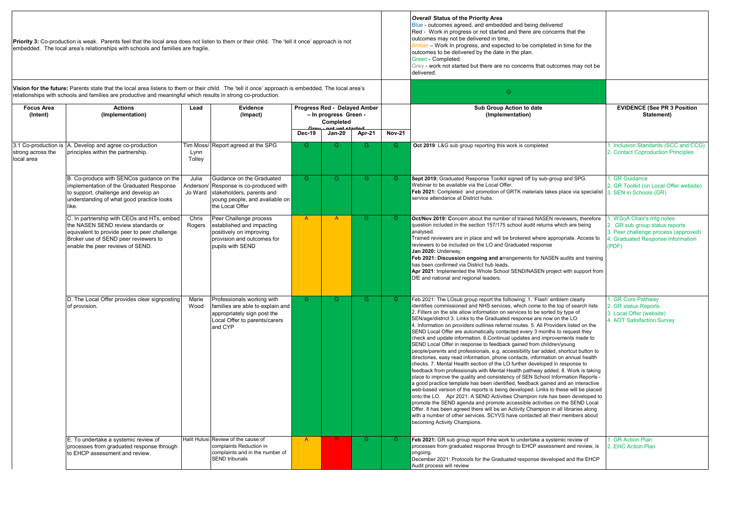**Priority 3:** Co-production is weak. Parents feel that the local area does not listen to them or their child. The 'tell it once' approach is not embedded. The local area's relationships with schools and families are fragile.

***Overall* Status of the Priority Area**

Blue - outcomes agreed, and embedded and being delivered

Red - Work in progress or not started and there are concerns that the outcomes may not be delivered in time,

Amber – Work In progress, and expected to be completed in time for the outcomes to be delivered by the date in the plan.

Green - Completed.

Grey - work not started but there are no concerns that outcomes may not be delivered.

**Vision for the future:** Parents state that the local area listens to them or their child. The 'tell it once' approach is embedded. The local area's relationships with schools and families are productive and meaningful which results in strong co-production.

Overall status: G

| Focus Area (Intent) | Actions (Implementation) | Lead | Evidence (Impact) | Progress Red - Delayed Amber – In progress Green - Completed Grey - not yet started | | | | Sub Group Action to date (Implementation) | EVIDENCE (See PR 3 Position Statement) |
|---|---|---|---|---|---|---|---|---|---|
| | | | | Dec-19 | Jan-20 | Apr-21 | Nov-21 | | |
| 3.1 Co-production is strong across the local area | A. Develop and agree co-production principles within the partnership. | Tim Moss/ Lynn Tolley | Report agreed at the SPG | G | G | G | G | **Oct 2019**: L&G sub group reporting this work is completed | 1. Inclusion Standards (SCC and CCG)<br>2. Contact Coproduction Principles |
| | B. Co-produce with SENCos guidance on the implementation of the Graduated Response to support, challenge and develop an understanding of what good practice looks like. | Julia Anderson/ Jo Ward | Guidance on the Graduated Response is co-produced with stakeholders, parents and young people, and available on the Local Offer | G | G | G | G | **Sept 2019:** Graduated Response Toolkit signed off by sub-group and SPG. Webinar to be available via the Local Offer.<br>**Feb 2021:** Completed and promotion of GRTK materials takes place via specialist service attendance at District hubs. | 1. GR Guidance<br>2. GR Toolkit (on Local Offer website)<br>3. SEN in Schools (GR) |
| | C. In partnership with CEOs and HTs, embed the NASEN SEND review standards or equivalent to provide peer to peer challenge. Broker use of SEND peer reviewers to enable the peer reviews of SEND. | Chris Rogers | Peer Challenge process established and impacting positively on improving provision and outcomes for pupils with SEND | A | A | G | G | **Oct/Nov 2019: C**oncern about the number of trained NASEN reviewers**,** therefore question included in the section 157/175 school audit returns which are being analysed.<br>Trained reviewers are in place and will be brokered where appropriate. Access to reviewers to be included on the LO and Graduated response<br>**Jan 2020:** Underway.<br>**Feb 2021: Discussion ongoing and a**rrangements for NASEN audits and training has been confirmed via District hub leads**.**<br>**Apr 2021**: Implemented the Whole School SEND/NASEN project with support from DfE and national and regional leaders. | 1. WSoA Chair's mtg notes<br>2. GR sub group status reports<br>3. Peer challenge process (approved)<br>4. Graduated Response Information (PDF) |
| | D. The Local Offer provides clear signposting of provision. | Marie Wood | Professionals working with families are able to explain and appropriately sign post the Local Offer to parents/carers and CYP | G | G | G | G | Feb 2021: The LOsub group report the folllowing: 1. 'Flash' emblem clearly identifies commissioned and NHS services, which come to the top of search lists 2. Filters on the site allow information on services to be sorted by type of SEN/age/district 3. Links to the Graduated response are now on the LO. 4. Information on providers outlines referral routes. 5. All Providers listed on the SEND Local Offer are automatically contacted every 3 months to request they check and update information. 6.Continual updates and improvements made to SEND Local Offer in response to feedback gained from children/young people/parents and professionals, e.g. accessibility bar added, shortcut button to directories, easy read information, phone contacts, information on annual health checks. 7. Mental Health section of the LO further developed in response to feedback from professionals with Mental Health pathway added. 8. Work is taking place to improve the quality and consistency of SEN School Information Reports - a good practice template has been identified, feedback gained and an interactive web-based version of the reports is being developed. Links to these will be placed onto the LO. Apr 2021: A SEND Activities Champion role has been developed to promote the SEND agenda and promote accessible activities on the SEND Local Offer. It has been agreed there will be an Activity Champion in all libraries along with a number of other services. SCYVS have contacted all their members about becoming Activity Champions. | 1. GR Core Pathway<br>2. GR status Reports<br>3. Local Offer (website)<br>4. AOT Satisfaction Survey |
| | E. To undertake a systemic review of processes from graduated response through to EHCP assessment and review. | Halit Hulusi | Review of the cause of complaints Reduction in complaints and in the number of SEND tribunals | A | R | G | G | **Feb 2021:** GR sub group report thhe work to undertake a systemic review of processes from graduated response through to EHCP assessment and review, is ongoing.<br>December 2021: Protocols for the Graduated response developed and the EHCP Audit process will review | 1. GR Action Plan<br>2. EHC Action Plan |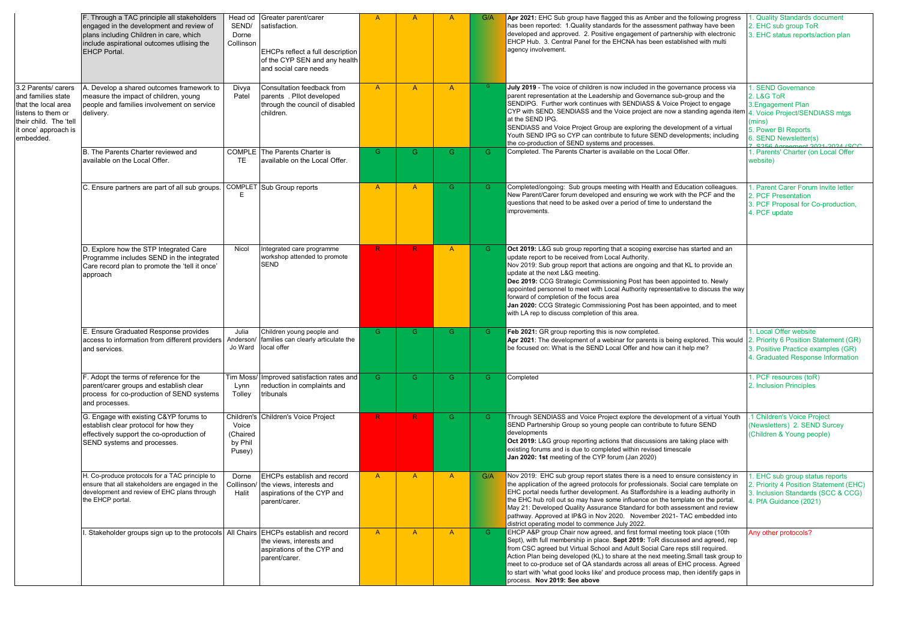| | | | | | | | | | |
|---|---|---|---|---|---|---|---|---|---|
| | F. Through a TAC principle all stakeholders engaged in the development and review of plans including Children in care, which include aspirational outcomes utlising the EHCP Portal. | Head od SEND/ Dorne Collinson | Greater parent/carer satisfaction.<br><br>EHCPs reflect a full description of the CYP SEN and any health and social care needs | A | A | A | G/A | **Apr 2021:** EHC Sub group have flagged this as Amber and the following progress has been reported: 1.Quality standards for the assessment pathway have been developed and approved. 2. Positive engagement of partnership with electronic EHCP Hub. 3. Central Panel for the EHCNA has been established with multi agency involvement. | 1. Quality Standards document<br>2. EHC sub group ToR<br>3. EHC status reports/action plan |
| 3.2 Parents/ carers and families state that the local area listens to them or their child. The 'tell it once' approach is embedded. | A. Develop a shared outcomes framework to measure the impact of children, young people and families involvement on service delivery. | Divya Patel | Consultation feedback from parents . Pilot developed through the council of disabled children. | A | A | A | G | **July 2019** - The voice of children is now included in the governance process via parent representation at the Leadership and Governance sub-group and the SENDIPG. Further work continues with SENDIASS & Voice Project to engage CYP with SEND. SENDIASS and the Voice project are now a standing agenda item at the SEND IPG.<br>SENDIASS and Voice Project Group are exploring the development of a virtual Youth SEND IPG so CYP can contribute to future SEND developments; including the co-production of SEND systems and processes. | 1. SEND Governance<br>2. L&G ToR<br>3.Engagement Plan<br>4. Voice Project/SENDIASS mtgs (mins)<br>5. Power BI Reports<br>6. SEND Newsletter(s)<br>7. S256 Agreement 2021-2024 (SCC |
| | B. The Parents Charter reviewed and available on the Local Offer. | COMPLETE | The Parents Charter is available on the Local Offer. | G | G | G | G | Completed. The Parents Charter is available on the Local Offer. | 1. Parents' Charter (on Local Offer website) |
| | C. Ensure partners are part of all sub groups. | COMPLETE | Sub Group reports | A | A | G | G | Completed/ongoing: Sub groups meeting with Health and Education colleagues. New Parent/Carer forum developed and ensuring we work with the PCF and the questions that need to be asked over a period of time to understand the improvements. | 1. Parent Carer Forum invite letter<br>2. PCF Presentation<br>3. PCF Proposal for Co-production,<br>4. PCF update |
| | D. Explore how the STP Integrated Care Programme includes SEND in the integrated Care record plan to promote the 'tell it once' approach | Nicol | Integrated care programme workshop attended to promote SEND | R | R | A | G | **Oct 2019:** L&G sub group reporting that a scoping exercise has started and an update report to be received from Local Authority.<br>Nov 2019: Sub group report that actions are ongoing and that KL to provide an update at the next L&G meeting.<br>**Dec 2019:** CCG Strategic Commissioning Post has been appointed to. Newly appointed personnel to meet with Local Authority representative to discuss the way forward of completion of the focus area<br>**Jan 2020:** CCG Strategic Commissioning Post has been appointed, and to meet with LA rep to discuss completion of this area. | |
| | E. Ensure Graduated Response provides access to information from different providers and services. | Julia Anderson/ Jo Ward | Children young people and families can clearly articulate the local offer | G | G | G | G | **Feb 2021:** GR group reporting this is now completed.<br>**Apr 2021**: The development of a webinar for parents is being explored. This would be focused on: What is the SEND Local Offer and how can it help me? | 1. Local Offer website<br>2. Priority 6 Position Statement (GR)<br>3. Positive Practice examples (GR)<br>4. Graduated Response Information |
| | F. Adopt the terms of reference for the parent/carer groups and establish clear process for co-production of SEND systems and processes. | Tim Moss/ Lynn Tolley | Improved satisfaction rates and reduction in complaints and tribunals | G | G | G | G | Completed | 1. PCF resources (toR)<br>2. Inclusion Principles |
| | G. Engage with existing C&YP forums to establish clear protocol for how they effectively support the co-oproduction of SEND systems and processes. | Children's Voice (Chaired by Phil Pusey) | Children's Voice Project | R | R | G | G | Through SENDIASS and Voice Project explore the development of a virtual Youth SEND Partnership Group so young people can contribute to future SEND developments<br>**Oct 2019:** L&G group reporting actions that discussions are taking place with existing forums and is due to completed within revised timescale<br>**Jan 2020: 1st** meeting of the CYP forum (Jan 2020) | .1 Children's Voice Project (Newsletters) 2. SEND Surcey (Children & Young people) |
| | H. Co-produce protocols for a TAC principle to ensure that all stakeholders are engaged in the development and review of EHC plans through the EHCP portal. | Dorne Collinson/ Halit | EHCPs establish and record the views, interests and aspirations of the CYP and parent/carer. | A | A | A | G/A | Nov 2019: EHC sub group report states there is a need to ensure consistency in the application of the agreed protocols for professionals. Social care template on EHC portal needs further development. As Staffordshire is a leading authority in the EHC hub roll out so may have some influence on the template on the portal. May 21: Developed Quality Assurance Standard for both assessment and review pathway. Approved at IP&G in Nov 2020. November 2021- TAC embedded into district operating model to commence July 2022. | 1. EHC sub group status reports<br>2. Priority 4 Position Statement (EHC)<br>3. Inclusion Standards (SCC & CCG)<br>4. PfA Guidance (2021) |
| | I. Stakeholder groups sign up to the protocols | All Chairs | EHCPs establish and record the views, interests and aspirations of the CYP and parent/carer. | A | A | A | G | EHCP A&P group Chair now agreed, and first formal meeting took place (10th Sept), with full membership in place. **Sept 2019:** ToR discussed and agreed, rep from CSC agreed but Virtual School and Adult Social Care reps still required. Action Plan being developed (KL) to share at the next meeting.Small task group to meet to co-produce set of QA standards across all areas of EHC process. Agreed to start with 'what good looks like' and produce process map, then identify gaps in process. **Nov 2019: See above** | Any other protocols? |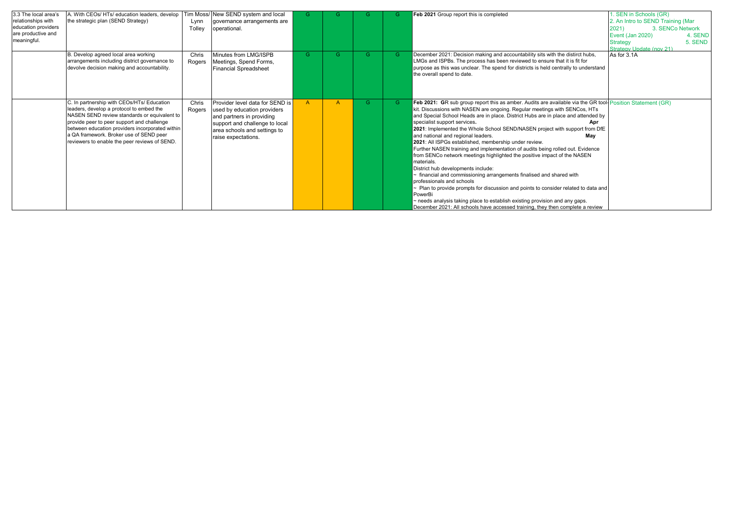| | | | | | | | | | |
|---|---|---|---|---|---|---|---|---|---|
| 3.3 The local area's relationships with education providers are productive and meaningful. | A. With CEOs/ HTs/ education leaders, develop the strategic plan (SEND Strategy) | Tim Moss/ Lynn Tolley | New SEND system and local governance arrangements are operational. | G | G | G | G | **Feb 2021** Group report this is completed | 1. SEN in Schools (GR) 2. An Intro to SEND Training (Mar 2021) 3. SENCo Network Event (Jan 2020) 4. SEND Strategy 5. SEND Strategy Update (nov 21) |
| | B. Develop agreed local area working arrangements including district governance to devolve decision making and accountability. | Chris Rogers | Minutes from LMG/ISPB Meetings, Spend Forms, Financial Spreadsheet | G | G | G | G | December 2021: Decision making and accountability sits with the distirct hubs, LMGs and ISPBs. The process has been reviewed to ensure that it is fit for purpose as this was unclear. The spend for districts is held centrally to understand the overall spend to date. | As for 3.1A |
| | C. In partnership with CEOs/HTs/ Education leaders, develop a protocol to embed the NASEN SEND review standards or equivalent to provide peer to peer support and challenge between education providers incorporated within a QA framework. Broker use of SEND peer reviewers to enable the peer reviews of SEND. | Chris Rogers | Provider level data for SEND is used by education providers and partners in providing support and challenge to local area schools and settings to raise expectations. | A | A | G | G | **Feb 2021: G**R sub group report this as amber. Audits are available via the GR tool-kit. Discussions with NASEN are ongoing. Regular meetings with SENCos, HTs and Special School Heads are in place. District Hubs are in place and attended by specialist support services. **Apr 2021**: Implemented the Whole School SEND/NASEN project with support from DfE and national and regional leaders. **May 2021**: All ISPGs established, membership under review. Further NASEN training and implementation of audits being rolled out. Evidence from SENCo network meetings highlighted the positive impact of the NASEN materials. District hub developments include: ~ financial and commissioning arrangements finalised and shared with professionals and schools ~ Plan to provide prompts for discussion and points to consider related to data and PowerBi ~ needs analysis taking place to establish existing provision and any gaps. December 2021: All schools have accessed training, they then complete a review | Position Statement (GR) |